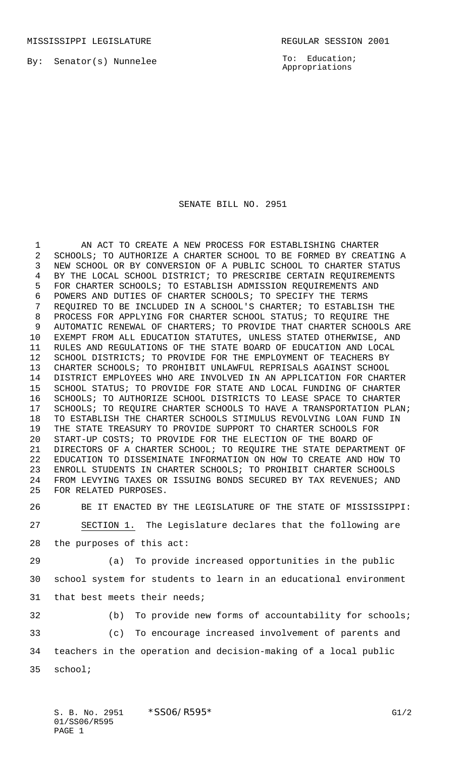MISSISSIPPI LEGISLATURE REGULAR SESSION 2001

By: Senator(s) Nunnelee

To: Education; Appropriations

# SENATE BILL NO. 2951

AN ACT TO CREATE A NEW PROCESS FOR ESTABLISHING CHARTER SCHOOLS; TO AUTHORIZE A CHARTER SCHOOL TO BE FORMED BY CREATING A NEW SCHOOL OR BY CONVERSION OF A PUBLIC SCHOOL TO CHARTER STATUS BY THE LOCAL SCHOOL DISTRICT; TO PRESCRIBE CERTAIN REQUIREMENTS FOR CHARTER SCHOOLS; TO ESTABLISH ADMISSION REQUIREMENTS AND POWERS AND DUTIES OF CHARTER SCHOOLS; TO SPECIFY THE TERMS REQUIRED TO BE INCLUDED IN A SCHOOL'S CHARTER; TO ESTABLISH THE PROCESS FOR APPLYING FOR CHARTER SCHOOL STATUS; TO REQUIRE THE AUTOMATIC RENEWAL OF CHARTERS; TO PROVIDE THAT CHARTER SCHOOLS ARE EXEMPT FROM ALL EDUCATION STATUTES, UNLESS STATED OTHERWISE, AND RULES AND REGULATIONS OF THE STATE BOARD OF EDUCATION AND LOCAL SCHOOL DISTRICTS; TO PROVIDE FOR THE EMPLOYMENT OF TEACHERS BY CHARTER SCHOOLS; TO PROHIBIT UNLAWFUL REPRISALS AGAINST SCHOOL DISTRICT EMPLOYEES WHO ARE INVOLVED IN AN APPLICATION FOR CHARTER SCHOOL STATUS; TO PROVIDE FOR STATE AND LOCAL FUNDING OF CHARTER SCHOOLS; TO AUTHORIZE SCHOOL DISTRICTS TO LEASE SPACE TO CHARTER SCHOOLS; TO REQUIRE CHARTER SCHOOLS TO HAVE A TRANSPORTATION PLAN; TO ESTABLISH THE CHARTER SCHOOLS STIMULUS REVOLVING LOAN FUND IN THE STATE TREASURY TO PROVIDE SUPPORT TO CHARTER SCHOOLS FOR START-UP COSTS; TO PROVIDE FOR THE ELECTION OF THE BOARD OF DIRECTORS OF A CHARTER SCHOOL; TO REQUIRE THE STATE DEPARTMENT OF EDUCATION TO DISSEMINATE INFORMATION ON HOW TO CREATE AND HOW TO ENROLL STUDENTS IN CHARTER SCHOOLS; TO PROHIBIT CHARTER SCHOOLS FROM LEVYING TAXES OR ISSUING BONDS SECURED BY TAX REVENUES; AND FOR RELATED PURPOSES.

BE IT ENACTED BY THE LEGISLATURE OF THE STATE OF MISSISSIPPI:

SECTION 1. The Legislature declares that the following are the purposes of this act:

(a) To provide increased opportunities in the public school system for students to learn in an educational environment that best meets their needs;

(b) To provide new forms of accountability for schools;

(c) To encourage increased involvement of parents and teachers in the operation and decision-making of a local public school;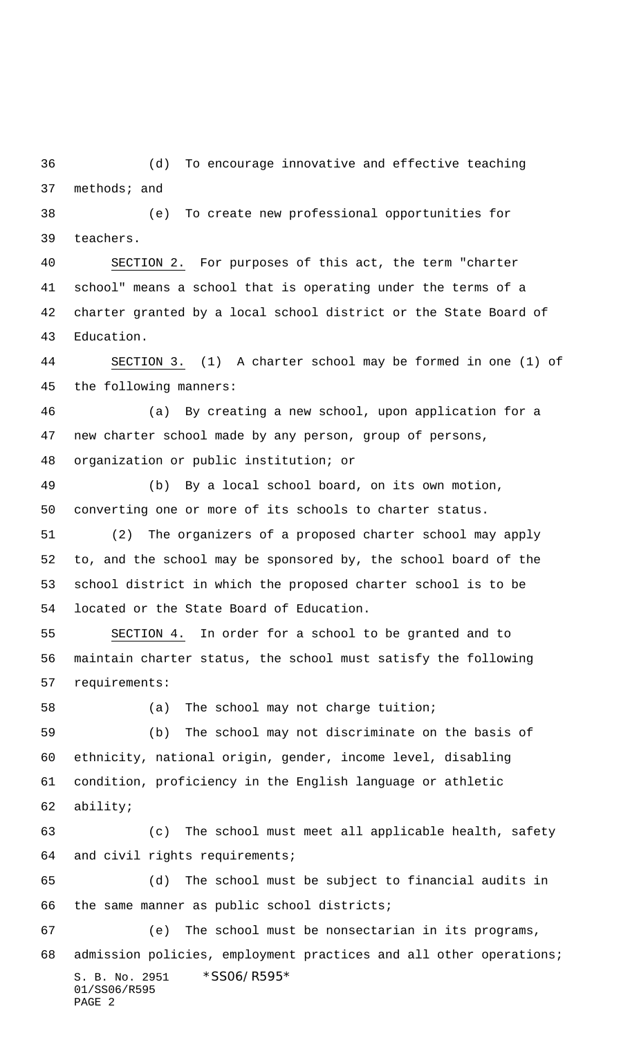(d) To encourage innovative and effective teaching methods; and

(e) To create new professional opportunities for teachers.

SECTION 2. For purposes of this act, the term "charter school" means a school that is operating under the terms of a charter granted by a local school district or the State Board of Education.

SECTION 3. (1) A charter school may be formed in one (1) of the following manners:

(a) By creating a new school, upon application for a new charter school made by any person, group of persons, organization or public institution; or

(b) By a local school board, on its own motion, converting one or more of its schools to charter status.

(2) The organizers of a proposed charter school may apply to, and the school may be sponsored by, the school board of the school district in which the proposed charter school is to be located or the State Board of Education.

SECTION 4. In order for a school to be granted and to maintain charter status, the school must satisfy the following requirements:

(a) The school may not charge tuition;

(b) The school may not discriminate on the basis of ethnicity, national origin, gender, income level, disabling condition, proficiency in the English language or athletic ability;

(c) The school must meet all applicable health, safety and civil rights requirements;

(d) The school must be subject to financial audits in the same manner as public school districts;

(e) The school must be nonsectarian in its programs, admission policies, employment practices and all other operations;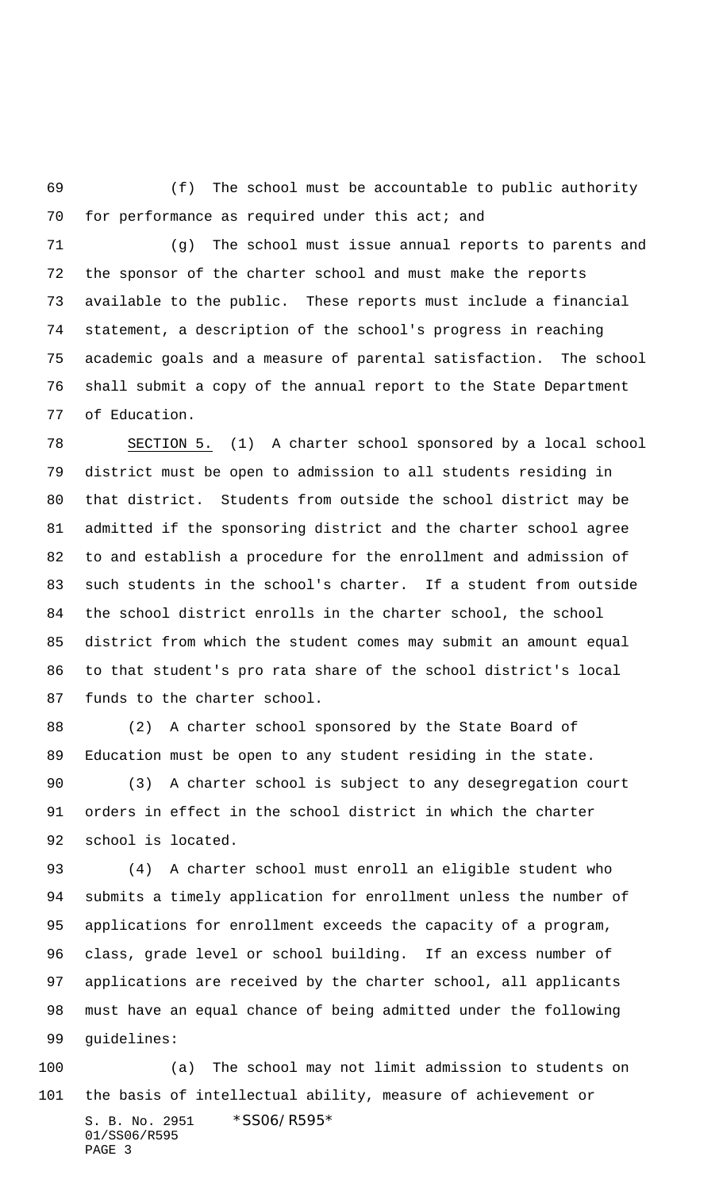(f) The school must be accountable to public authority for performance as required under this act; and

(g) The school must issue annual reports to parents and the sponsor of the charter school and must make the reports available to the public. These reports must include a financial statement, a description of the school's progress in reaching academic goals and a measure of parental satisfaction. The school shall submit a copy of the annual report to the State Department of Education.

SECTION 5. (1) A charter school sponsored by a local school district must be open to admission to all students residing in that district. Students from outside the school district may be admitted if the sponsoring district and the charter school agree to and establish a procedure for the enrollment and admission of such students in the school's charter. If a student from outside the school district enrolls in the charter school, the school district from which the student comes may submit an amount equal to that student's pro rata share of the school district's local funds to the charter school.

(2) A charter school sponsored by the State Board of Education must be open to any student residing in the state.

(3) A charter school is subject to any desegregation court orders in effect in the school district in which the charter school is located.

(4) A charter school must enroll an eligible student who submits a timely application for enrollment unless the number of applications for enrollment exceeds the capacity of a program, class, grade level or school building. If an excess number of applications are received by the charter school, all applicants must have an equal chance of being admitted under the following guidelines:

(a) The school may not limit admission to students on the basis of intellectual ability, measure of achievement or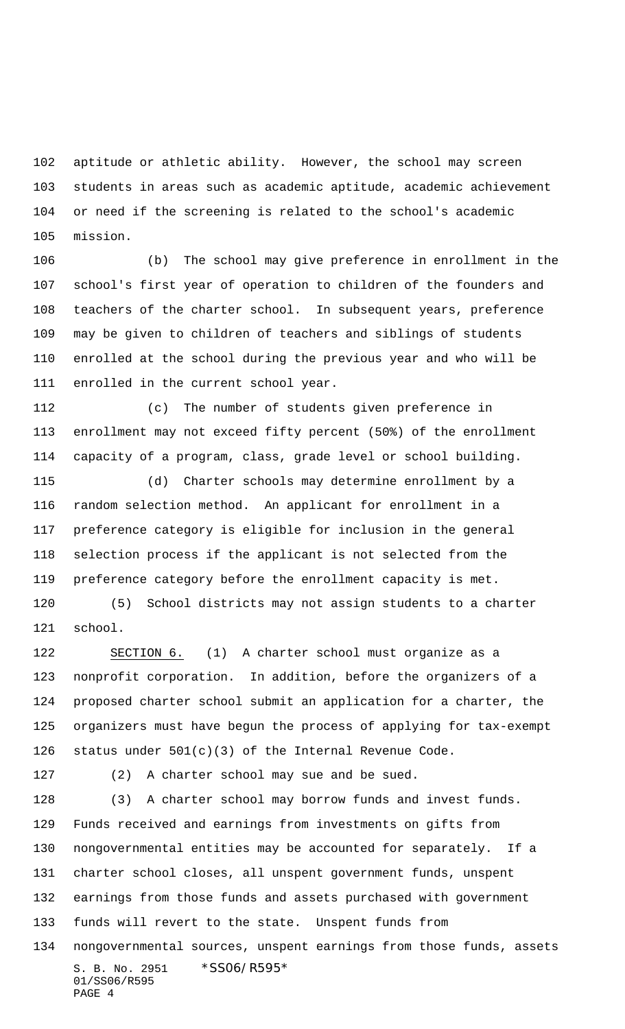aptitude or athletic ability. However, the school may screen students in areas such as academic aptitude, academic achievement or need if the screening is related to the school's academic mission.

(b) The school may give preference in enrollment in the school's first year of operation to children of the founders and teachers of the charter school. In subsequent years, preference may be given to children of teachers and siblings of students enrolled at the school during the previous year and who will be enrolled in the current school year.

(c) The number of students given preference in enrollment may not exceed fifty percent (50%) of the enrollment capacity of a program, class, grade level or school building.

(d) Charter schools may determine enrollment by a random selection method. An applicant for enrollment in a preference category is eligible for inclusion in the general selection process if the applicant is not selected from the preference category before the enrollment capacity is met.

(5) School districts may not assign students to a charter school.

SECTION 6. (1) A charter school must organize as a nonprofit corporation. In addition, before the organizers of a proposed charter school submit an application for a charter, the organizers must have begun the process of applying for tax-exempt status under 501(c)(3) of the Internal Revenue Code.

(2) A charter school may sue and be sued.

(3) A charter school may borrow funds and invest funds. Funds received and earnings from investments on gifts from nongovernmental entities may be accounted for separately. If a charter school closes, all unspent government funds, unspent earnings from those funds and assets purchased with government funds will revert to the state. Unspent funds from nongovernmental sources, unspent earnings from those funds, assets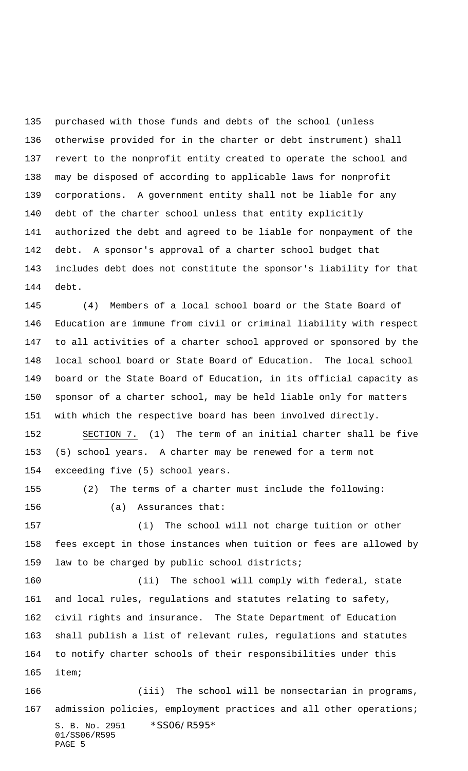purchased with those funds and debts of the school (unless otherwise provided for in the charter or debt instrument) shall revert to the nonprofit entity created to operate the school and may be disposed of according to applicable laws for nonprofit corporations. A government entity shall not be liable for any debt of the charter school unless that entity explicitly authorized the debt and agreed to be liable for nonpayment of the debt. A sponsor's approval of a charter school budget that includes debt does not constitute the sponsor's liability for that debt.

(4) Members of a local school board or the State Board of Education are immune from civil or criminal liability with respect to all activities of a charter school approved or sponsored by the local school board or State Board of Education. The local school board or the State Board of Education, in its official capacity as sponsor of a charter school, may be held liable only for matters with which the respective board has been involved directly.

SECTION 7. (1) The term of an initial charter shall be five (5) school years. A charter may be renewed for a term not exceeding five (5) school years.

(2) The terms of a charter must include the following:

(a) Assurances that:

(i) The school will not charge tuition or other fees except in those instances when tuition or fees are allowed by law to be charged by public school districts;

(ii) The school will comply with federal, state and local rules, regulations and statutes relating to safety, civil rights and insurance. The State Department of Education shall publish a list of relevant rules, regulations and statutes to notify charter schools of their responsibilities under this item;

(iii) The school will be nonsectarian in programs, admission policies, employment practices and all other operations;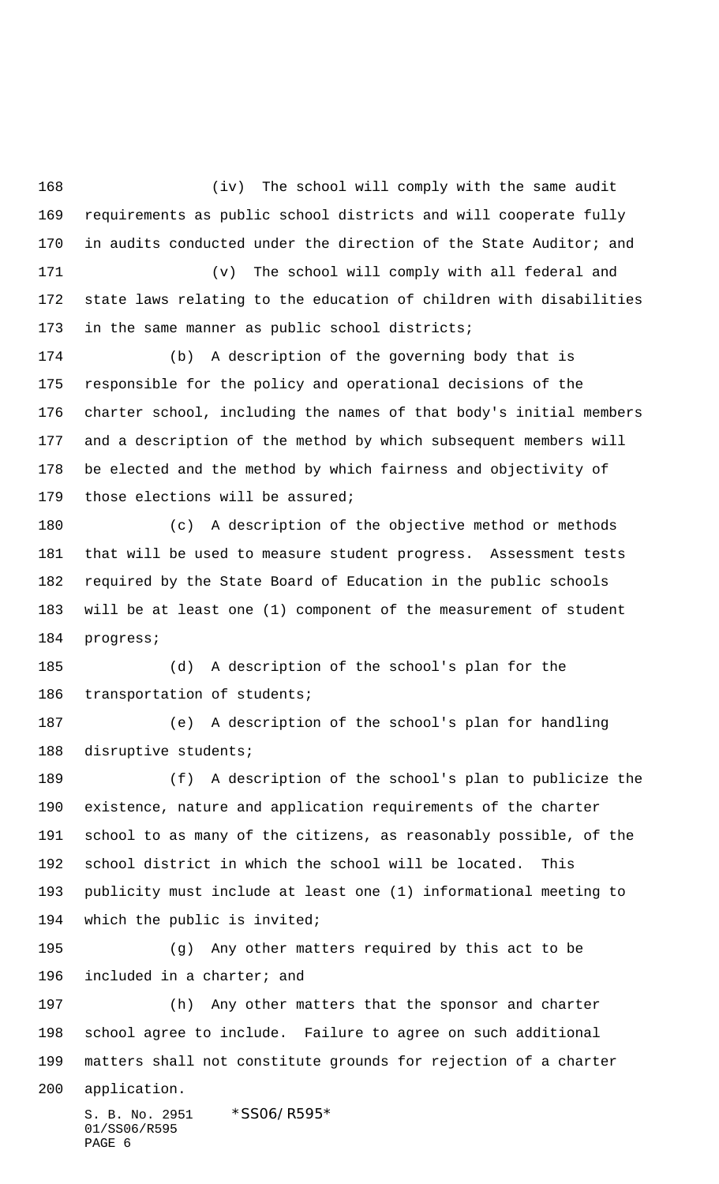(iv) The school will comply with the same audit requirements as public school districts and will cooperate fully in audits conducted under the direction of the State Auditor; and

(v) The school will comply with all federal and state laws relating to the education of children with disabilities in the same manner as public school districts;

(b) A description of the governing body that is responsible for the policy and operational decisions of the charter school, including the names of that body's initial members and a description of the method by which subsequent members will be elected and the method by which fairness and objectivity of those elections will be assured;

(c) A description of the objective method or methods that will be used to measure student progress. Assessment tests required by the State Board of Education in the public schools will be at least one (1) component of the measurement of student progress;

(d) A description of the school's plan for the transportation of students;

(e) A description of the school's plan for handling disruptive students;

(f) A description of the school's plan to publicize the existence, nature and application requirements of the charter school to as many of the citizens, as reasonably possible, of the school district in which the school will be located. This publicity must include at least one (1) informational meeting to which the public is invited;

(g) Any other matters required by this act to be included in a charter; and

(h) Any other matters that the sponsor and charter school agree to include. Failure to agree on such additional matters shall not constitute grounds for rejection of a charter application.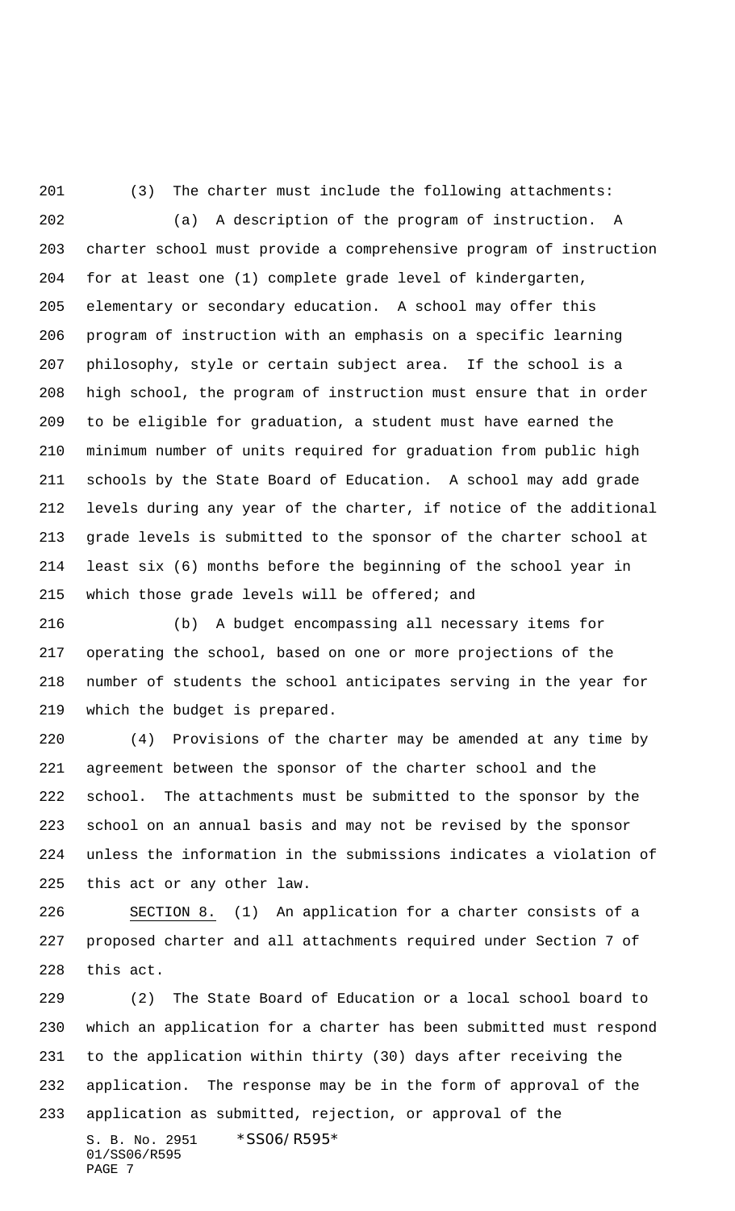(3) The charter must include the following attachments:

(a) A description of the program of instruction. A charter school must provide a comprehensive program of instruction for at least one (1) complete grade level of kindergarten, elementary or secondary education. A school may offer this program of instruction with an emphasis on a specific learning philosophy, style or certain subject area. If the school is a high school, the program of instruction must ensure that in order to be eligible for graduation, a student must have earned the minimum number of units required for graduation from public high schools by the State Board of Education. A school may add grade levels during any year of the charter, if notice of the additional grade levels is submitted to the sponsor of the charter school at least six (6) months before the beginning of the school year in which those grade levels will be offered; and

(b) A budget encompassing all necessary items for operating the school, based on one or more projections of the number of students the school anticipates serving in the year for which the budget is prepared.

(4) Provisions of the charter may be amended at any time by agreement between the sponsor of the charter school and the school. The attachments must be submitted to the sponsor by the school on an annual basis and may not be revised by the sponsor unless the information in the submissions indicates a violation of this act or any other law.

SECTION 8. (1) An application for a charter consists of a proposed charter and all attachments required under Section 7 of this act.

(2) The State Board of Education or a local school board to which an application for a charter has been submitted must respond to the application within thirty (30) days after receiving the application. The response may be in the form of approval of the application as submitted, rejection, or approval of the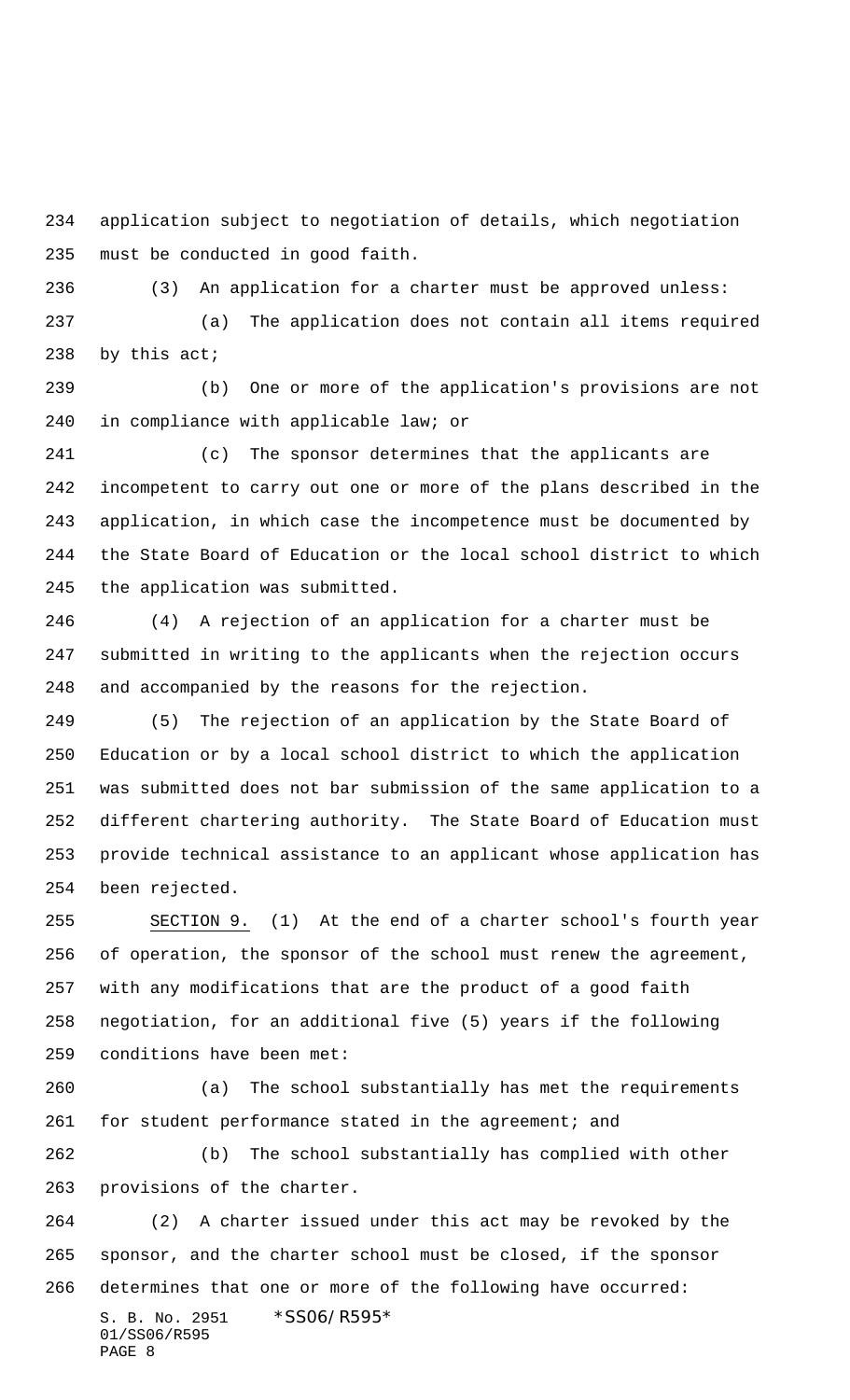application subject to negotiation of details, which negotiation must be conducted in good faith.

(3) An application for a charter must be approved unless:

(a) The application does not contain all items required by this act;

(b) One or more of the application's provisions are not in compliance with applicable law; or

(c) The sponsor determines that the applicants are incompetent to carry out one or more of the plans described in the application, in which case the incompetence must be documented by the State Board of Education or the local school district to which the application was submitted.

(4) A rejection of an application for a charter must be submitted in writing to the applicants when the rejection occurs and accompanied by the reasons for the rejection.

(5) The rejection of an application by the State Board of Education or by a local school district to which the application was submitted does not bar submission of the same application to a different chartering authority. The State Board of Education must provide technical assistance to an applicant whose application has been rejected.

SECTION 9. (1) At the end of a charter school's fourth year of operation, the sponsor of the school must renew the agreement, with any modifications that are the product of a good faith negotiation, for an additional five (5) years if the following conditions have been met:

(a) The school substantially has met the requirements for student performance stated in the agreement; and

(b) The school substantially has complied with other provisions of the charter.

(2) A charter issued under this act may be revoked by the sponsor, and the charter school must be closed, if the sponsor determines that one or more of the following have occurred: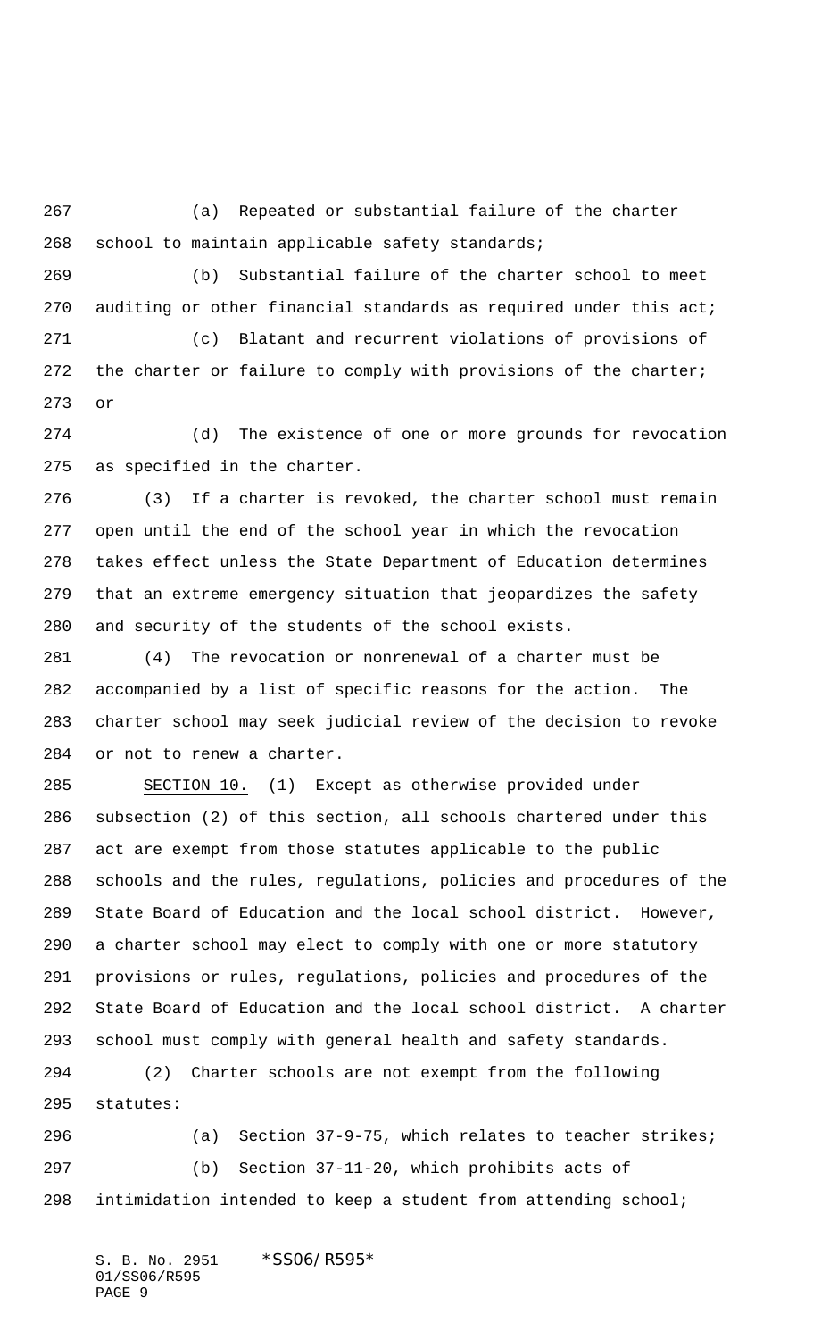(a) Repeated or substantial failure of the charter school to maintain applicable safety standards;

(b) Substantial failure of the charter school to meet auditing or other financial standards as required under this act;

(c) Blatant and recurrent violations of provisions of the charter or failure to comply with provisions of the charter; or

(d) The existence of one or more grounds for revocation as specified in the charter.

(3) If a charter is revoked, the charter school must remain open until the end of the school year in which the revocation takes effect unless the State Department of Education determines that an extreme emergency situation that jeopardizes the safety and security of the students of the school exists.

(4) The revocation or nonrenewal of a charter must be accompanied by a list of specific reasons for the action. The charter school may seek judicial review of the decision to revoke or not to renew a charter.

SECTION 10. (1) Except as otherwise provided under subsection (2) of this section, all schools chartered under this act are exempt from those statutes applicable to the public schools and the rules, regulations, policies and procedures of the State Board of Education and the local school district. However, a charter school may elect to comply with one or more statutory provisions or rules, regulations, policies and procedures of the State Board of Education and the local school district. A charter school must comply with general health and safety standards.

(2) Charter schools are not exempt from the following statutes:

(a) Section 37-9-75, which relates to teacher strikes;

(b) Section 37-11-20, which prohibits acts of intimidation intended to keep a student from attending school;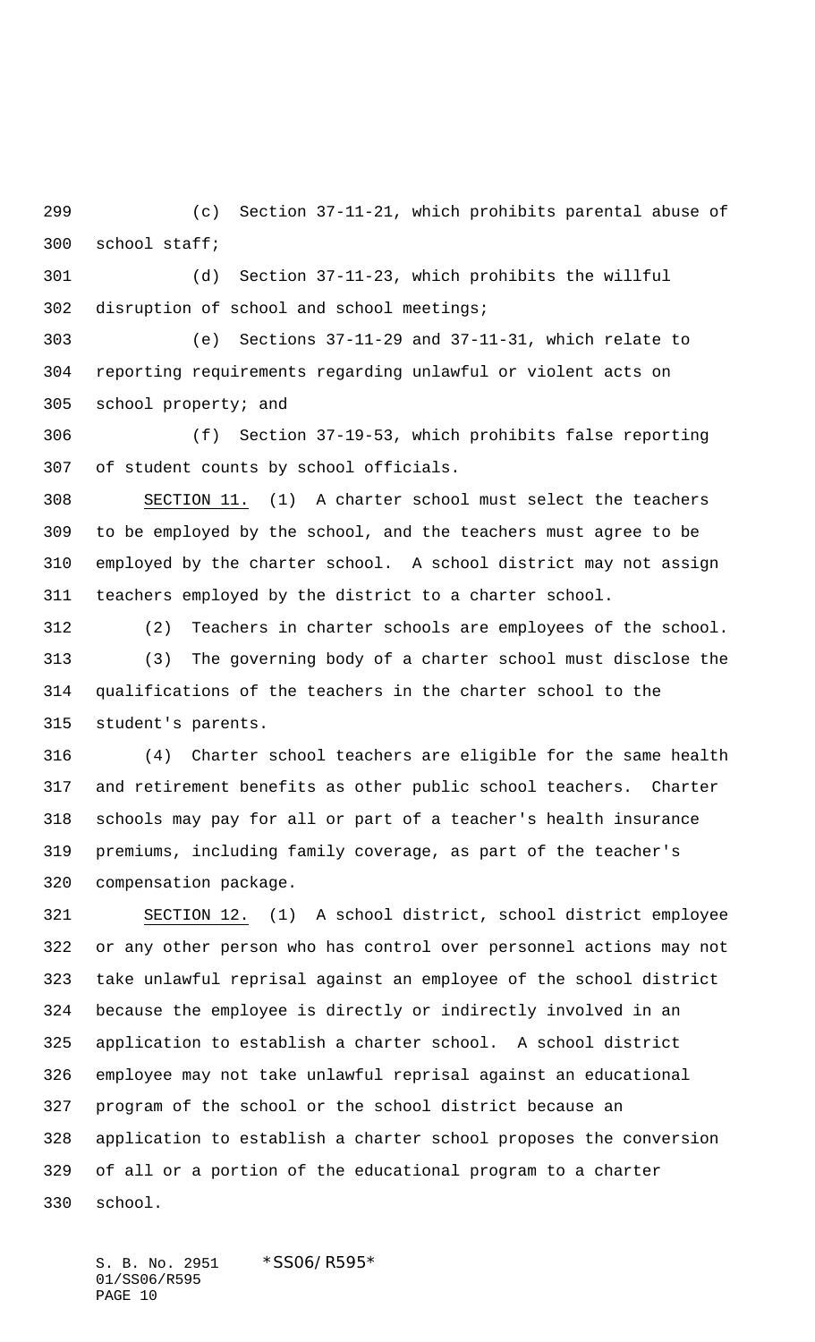(c) Section 37-11-21, which prohibits parental abuse of school staff;

(d) Section 37-11-23, which prohibits the willful disruption of school and school meetings;

(e) Sections 37-11-29 and 37-11-31, which relate to reporting requirements regarding unlawful or violent acts on school property; and

(f) Section 37-19-53, which prohibits false reporting of student counts by school officials.

SECTION 11. (1) A charter school must select the teachers to be employed by the school, and the teachers must agree to be employed by the charter school. A school district may not assign teachers employed by the district to a charter school.

(2) Teachers in charter schools are employees of the school.

(3) The governing body of a charter school must disclose the qualifications of the teachers in the charter school to the student's parents.

(4) Charter school teachers are eligible for the same health and retirement benefits as other public school teachers. Charter schools may pay for all or part of a teacher's health insurance premiums, including family coverage, as part of the teacher's compensation package.

SECTION 12. (1) A school district, school district employee or any other person who has control over personnel actions may not take unlawful reprisal against an employee of the school district because the employee is directly or indirectly involved in an application to establish a charter school. A school district employee may not take unlawful reprisal against an educational program of the school or the school district because an application to establish a charter school proposes the conversion of all or a portion of the educational program to a charter school.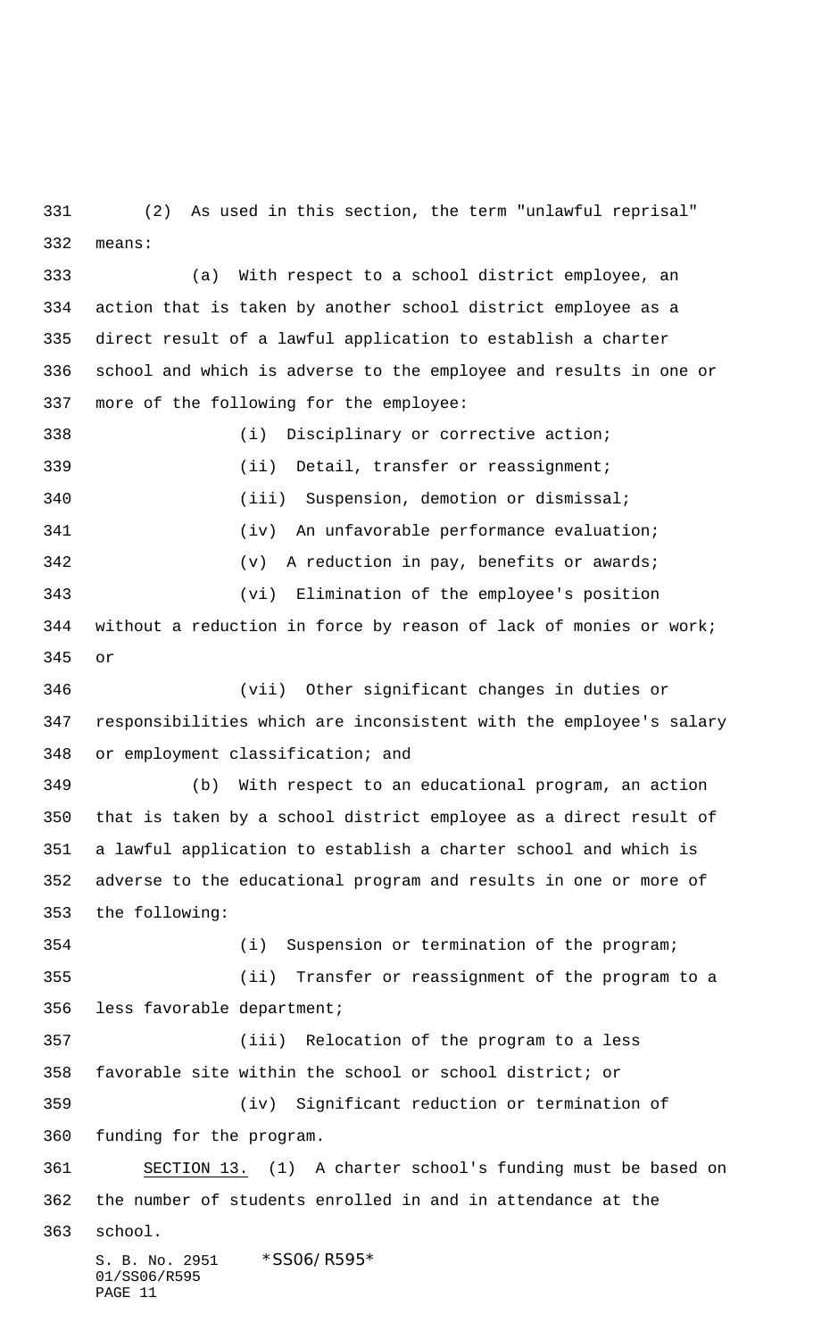(2) As used in this section, the term "unlawful reprisal" means:

(a) With respect to a school district employee, an action that is taken by another school district employee as a direct result of a lawful application to establish a charter school and which is adverse to the employee and results in one or more of the following for the employee:

(i) Disciplinary or corrective action;

(ii) Detail, transfer or reassignment;

(iii) Suspension, demotion or dismissal;

(iv) An unfavorable performance evaluation;

(v) A reduction in pay, benefits or awards;

(vi) Elimination of the employee's position without a reduction in force by reason of lack of monies or work; or

(vii) Other significant changes in duties or responsibilities which are inconsistent with the employee's salary or employment classification; and

(b) With respect to an educational program, an action that is taken by a school district employee as a direct result of a lawful application to establish a charter school and which is adverse to the educational program and results in one or more of the following:

(i) Suspension or termination of the program;

(ii) Transfer or reassignment of the program to a less favorable department;

(iii) Relocation of the program to a less favorable site within the school or school district; or

(iv) Significant reduction or termination of funding for the program.

SECTION 13. (1) A charter school's funding must be based on the number of students enrolled in and in attendance at the school.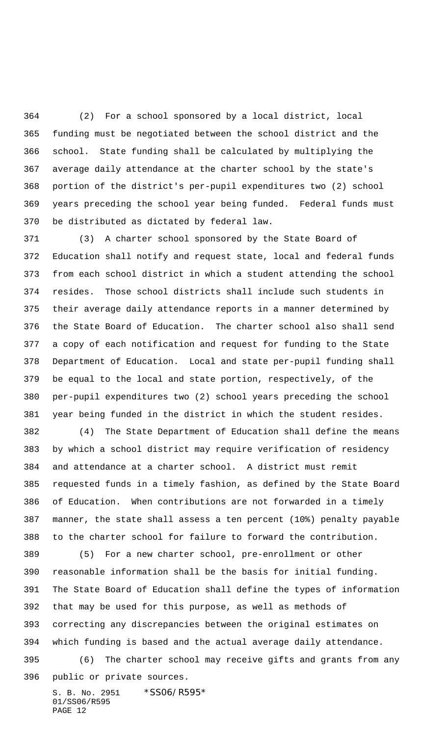(2) For a school sponsored by a local district, local funding must be negotiated between the school district and the school. State funding shall be calculated by multiplying the average daily attendance at the charter school by the state's portion of the district's per-pupil expenditures two (2) school years preceding the school year being funded. Federal funds must be distributed as dictated by federal law.

(3) A charter school sponsored by the State Board of Education shall notify and request state, local and federal funds from each school district in which a student attending the school resides. Those school districts shall include such students in their average daily attendance reports in a manner determined by the State Board of Education. The charter school also shall send a copy of each notification and request for funding to the State Department of Education. Local and state per-pupil funding shall be equal to the local and state portion, respectively, of the per-pupil expenditures two (2) school years preceding the school year being funded in the district in which the student resides.

(4) The State Department of Education shall define the means by which a school district may require verification of residency and attendance at a charter school. A district must remit requested funds in a timely fashion, as defined by the State Board of Education. When contributions are not forwarded in a timely manner, the state shall assess a ten percent (10%) penalty payable to the charter school for failure to forward the contribution.

(5) For a new charter school, pre-enrollment or other reasonable information shall be the basis for initial funding. The State Board of Education shall define the types of information that may be used for this purpose, as well as methods of correcting any discrepancies between the original estimates on which funding is based and the actual average daily attendance.

(6) The charter school may receive gifts and grants from any public or private sources.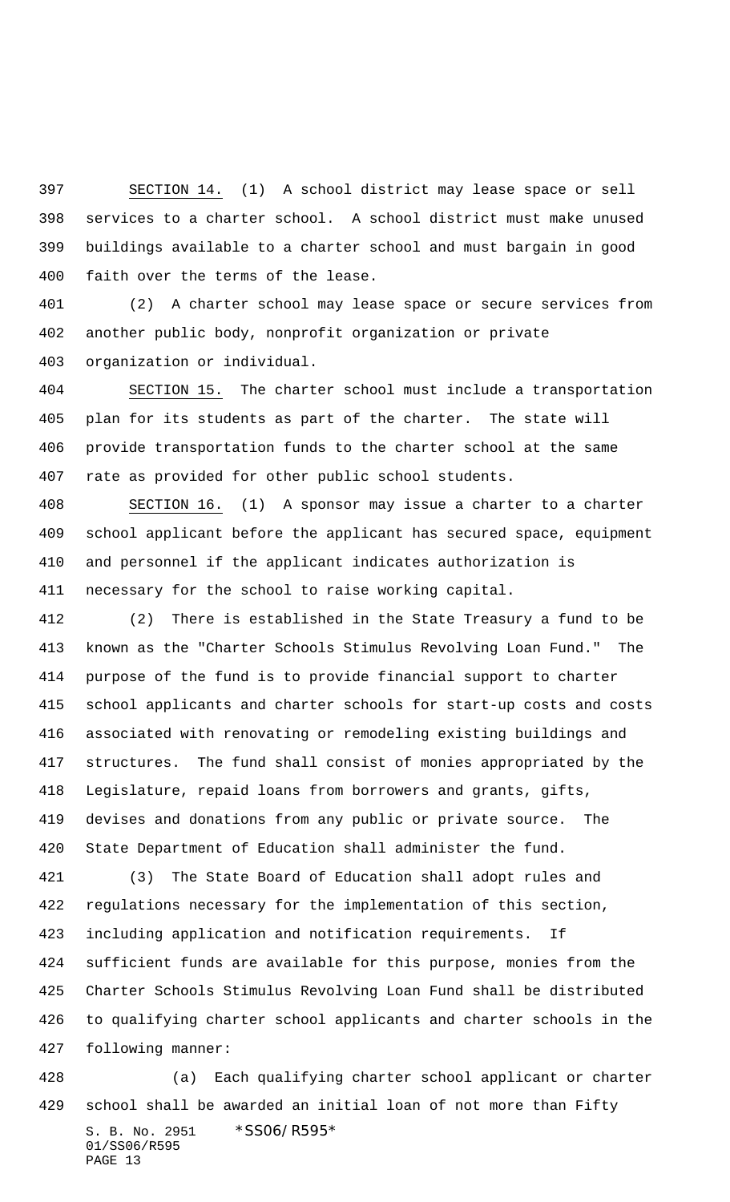SECTION 14. (1) A school district may lease space or sell services to a charter school. A school district must make unused buildings available to a charter school and must bargain in good faith over the terms of the lease.

(2) A charter school may lease space or secure services from another public body, nonprofit organization or private organization or individual.

SECTION 15. The charter school must include a transportation plan for its students as part of the charter. The state will provide transportation funds to the charter school at the same rate as provided for other public school students.

SECTION 16. (1) A sponsor may issue a charter to a charter school applicant before the applicant has secured space, equipment and personnel if the applicant indicates authorization is necessary for the school to raise working capital.

(2) There is established in the State Treasury a fund to be known as the "Charter Schools Stimulus Revolving Loan Fund." The purpose of the fund is to provide financial support to charter school applicants and charter schools for start-up costs and costs associated with renovating or remodeling existing buildings and structures. The fund shall consist of monies appropriated by the Legislature, repaid loans from borrowers and grants, gifts, devises and donations from any public or private source. The State Department of Education shall administer the fund.

(3) The State Board of Education shall adopt rules and regulations necessary for the implementation of this section, including application and notification requirements. If sufficient funds are available for this purpose, monies from the Charter Schools Stimulus Revolving Loan Fund shall be distributed to qualifying charter school applicants and charter schools in the following manner:

(a) Each qualifying charter school applicant or charter school shall be awarded an initial loan of not more than Fifty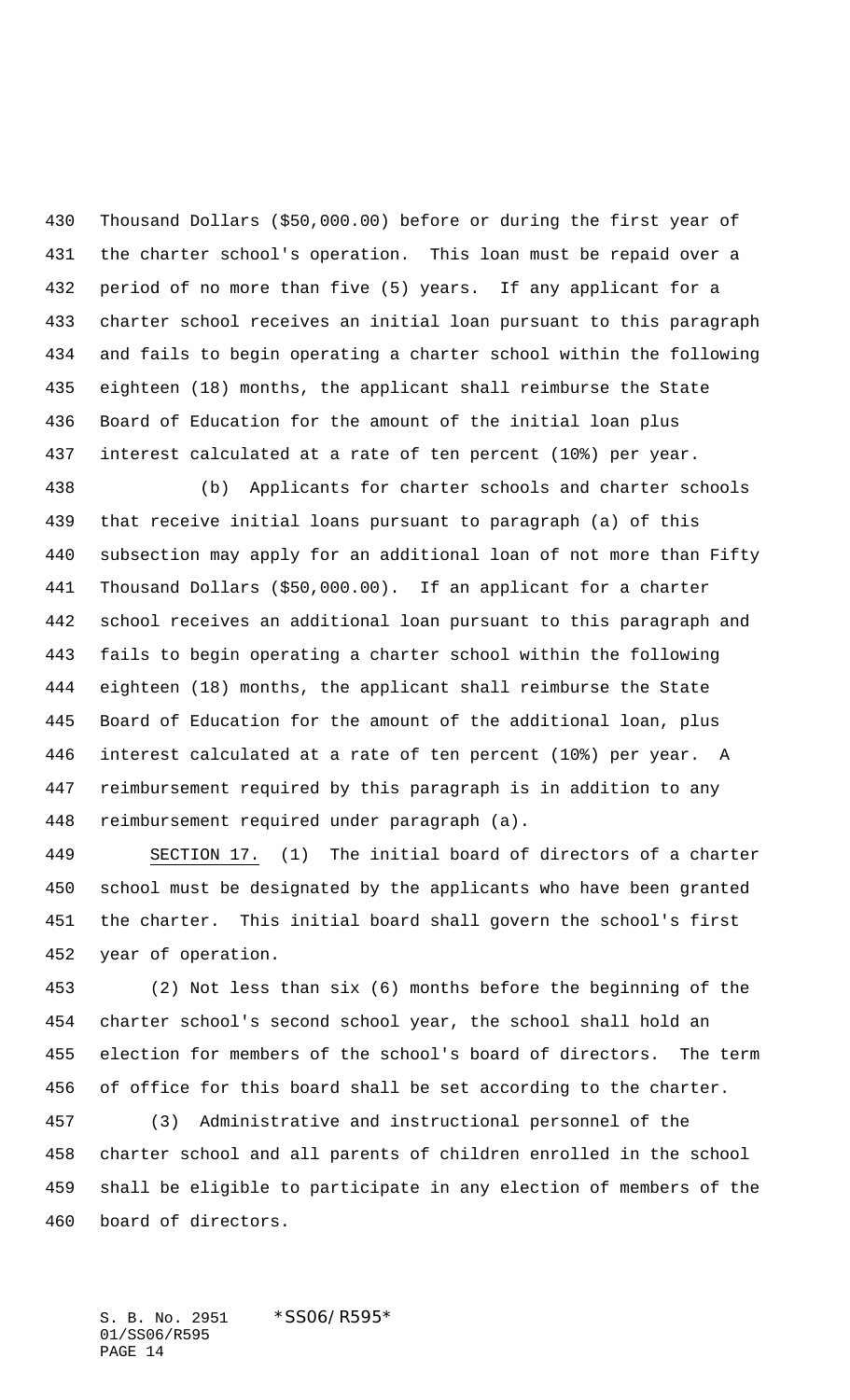Thousand Dollars ($50,000.00) before or during the first year of the charter school's operation. This loan must be repaid over a period of no more than five (5) years. If any applicant for a charter school receives an initial loan pursuant to this paragraph and fails to begin operating a charter school within the following eighteen (18) months, the applicant shall reimburse the State Board of Education for the amount of the initial loan plus interest calculated at a rate of ten percent (10%) per year.

(b) Applicants for charter schools and charter schools that receive initial loans pursuant to paragraph (a) of this subsection may apply for an additional loan of not more than Fifty Thousand Dollars ($50,000.00). If an applicant for a charter school receives an additional loan pursuant to this paragraph and fails to begin operating a charter school within the following eighteen (18) months, the applicant shall reimburse the State Board of Education for the amount of the additional loan, plus interest calculated at a rate of ten percent (10%) per year. A reimbursement required by this paragraph is in addition to any reimbursement required under paragraph (a).

SECTION 17. (1) The initial board of directors of a charter school must be designated by the applicants who have been granted the charter. This initial board shall govern the school's first year of operation.

(2) Not less than six (6) months before the beginning of the charter school's second school year, the school shall hold an election for members of the school's board of directors. The term of office for this board shall be set according to the charter.

(3) Administrative and instructional personnel of the charter school and all parents of children enrolled in the school shall be eligible to participate in any election of members of the board of directors.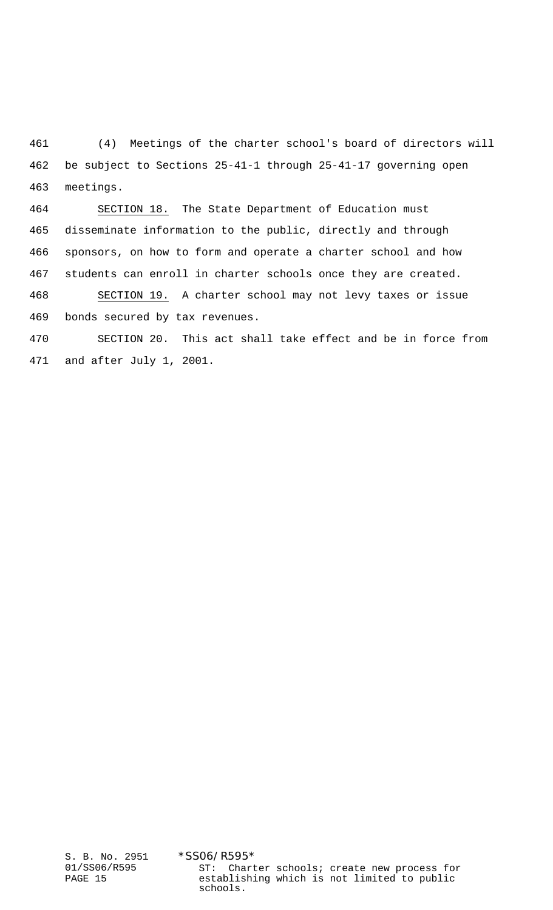(4) Meetings of the charter school's board of directors will be subject to Sections 25-41-1 through 25-41-17 governing open meetings.

SECTION 18. The State Department of Education must disseminate information to the public, directly and through sponsors, on how to form and operate a charter school and how students can enroll in charter schools once they are created.

SECTION 19. A charter school may not levy taxes or issue bonds secured by tax revenues.

SECTION 20. This act shall take effect and be in force from and after July 1, 2001.